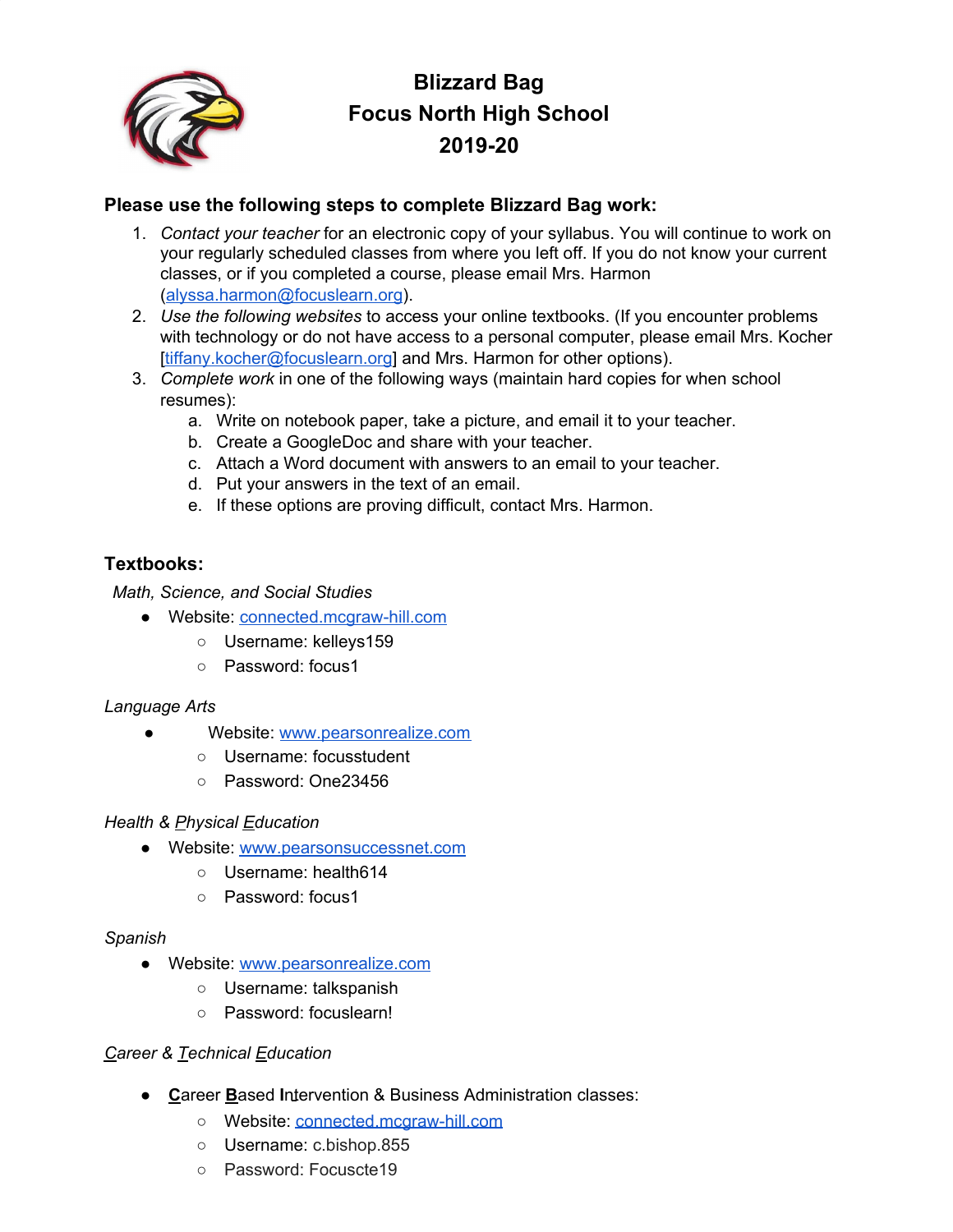# Blizzard Bag
# Focus North High School
# 2019-20

**Please use the following steps to complete Blizzard Bag work:**

1. *Contact your teacher* for an electronic copy of your syllabus. You will continue to work on your regularly scheduled classes from where you left off. If you do not know your current classes, or if you completed a course, please email Mrs. Harmon (alyssa.harmon@focuslearn.org).
2. *Use the following websites* to access your online textbooks. (If you encounter problems with technology or do not have access to a personal computer, please email Mrs. Kocher [tiffany.kocher@focuslearn.org] and Mrs. Harmon for other options).
3. *Complete work* in one of the following ways (maintain hard copies for when school resumes):
   a. Write on notebook paper, take a picture, and email it to your teacher.
   b. Create a GoogleDoc and share with your teacher.
   c. Attach a Word document with answers to an email to your teacher.
   d. Put your answers in the text of an email.
   e. If these options are proving difficult, contact Mrs. Harmon.

## Textbooks:

*Math, Science, and Social Studies*

- Website: connected.mcgraw-hill.com
  - Username: kelleys159
  - Password: focus1

*Language Arts*

- Website: www.pearsonrealize.com
  - Username: focusstudent
  - Password: One23456

*Health & Physical Education*

- Website: www.pearsonsuccessnet.com
  - Username: health614
  - Password: focus1

*Spanish*

- Website: www.pearsonrealize.com
  - Username: talkspanish
  - Password: focuslearn!

*Career & Technical Education*

- **C**areer **B**ased **I**ntervention & Business Administration classes:
  - Website: connected.mcgraw-hill.com
  - Username: c.bishop.855
  - Password: Focuscte19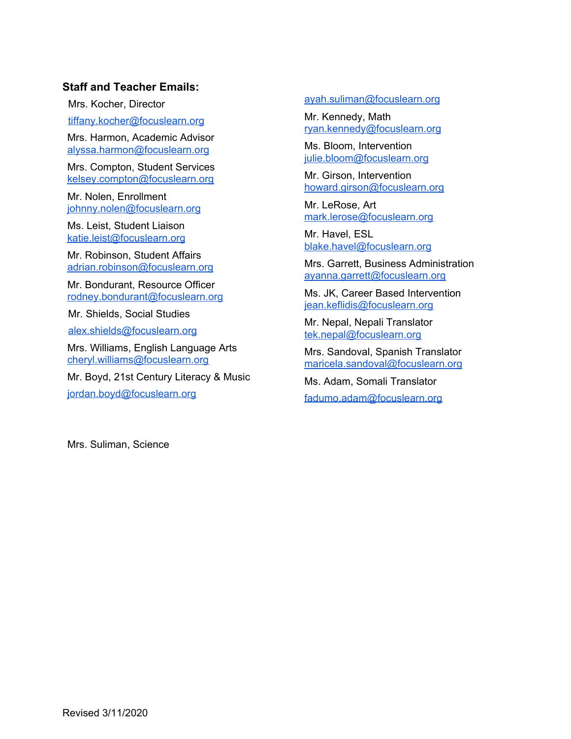**Staff and Teacher Emails:**

Mrs. Kocher, Director
tiffany.kocher@focuslearn.org

Mrs. Harmon, Academic Advisor
alyssa.harmon@focuslearn.org

Mrs. Compton, Student Services
kelsey.compton@focuslearn.org

Mr. Nolen, Enrollment
johnny.nolen@focuslearn.org

Ms. Leist, Student Liaison
katie.leist@focuslearn.org

Mr. Robinson, Student Affairs
adrian.robinson@focuslearn.org

Mr. Bondurant, Resource Officer
rodney.bondurant@focuslearn.org

Mr. Shields, Social Studies
alex.shields@focuslearn.org

Mrs. Williams, English Language Arts
cheryl.williams@focuslearn.org

Mr. Boyd, 21st Century Literacy & Music
jordan.boyd@focuslearn.org

Mrs. Suliman, Science
ayah.suliman@focuslearn.org

Mr. Kennedy, Math
ryan.kennedy@focuslearn.org

Ms. Bloom, Intervention
julie.bloom@focuslearn.org

Mr. Girson, Intervention
howard.girson@focuslearn.org

Mr. LeRose, Art
mark.lerose@focuslearn.org

Mr. Havel, ESL
blake.havel@focuslearn.org

Mrs. Garrett, Business Administration
ayanna.garrett@focuslearn.org

Ms. JK, Career Based Intervention
jean.keflidis@focuslearn.org

Mr. Nepal, Nepali Translator
tek.nepal@focuslearn.org

Mrs. Sandoval, Spanish Translator
maricela.sandoval@focuslearn.org

Ms. Adam, Somali Translator
fadumo.adam@focuslearn.org

Revised 3/11/2020